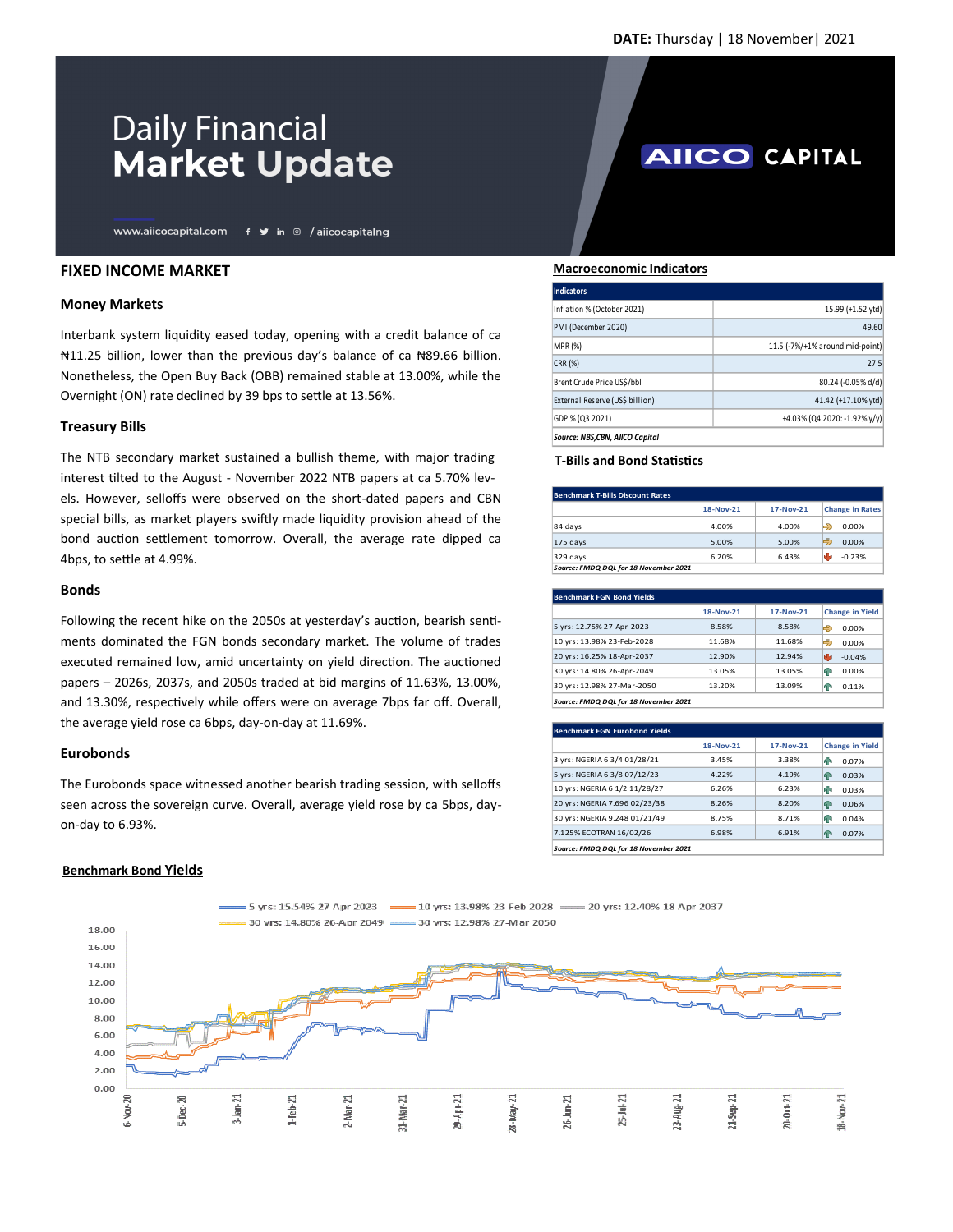DATE: Thursday | 18 November| 2021

# Daily Financial Market Update

www.aiicocapital.com / aiicocapitalng

AIICO CAPITAL

## FIXED INCOME MARKET

### Money Markets

Interbank system liquidity eased today, opening with a credit balance of ca ₦11.25 billion, lower than the previous day's balance of ca ₦89.66 billion. Nonetheless, the Open Buy Back (OBB) remained stable at 13.00%, while the Overnight (ON) rate declined by 39 bps to settle at 13.56%.

### Treasury Bills

The NTB secondary market sustained a bullish theme, with major trading interest tilted to the August - November 2022 NTB papers at ca 5.70% levels. However, selloffs were observed on the short-dated papers and CBN special bills, as market players swiftly made liquidity provision ahead of the bond auction settlement tomorrow. Overall, the average rate dipped ca 4bps, to settle at 4.99%.

### Bonds

Following the recent hike on the 2050s at yesterday's auction, bearish sentiments dominated the FGN bonds secondary market. The volume of trades executed remained low, amid uncertainty on yield direction. The auctioned papers – 2026s, 2037s, and 2050s traded at bid margins of 11.63%, 13.00%, and 13.30%, respectively while offers were on average 7bps far off. Overall, the average yield rose ca 6bps, day-on-day at 11.69%.

### Eurobonds

The Eurobonds space witnessed another bearish trading session, with selloffs seen across the sovereign curve. Overall, average yield rose by ca 5bps, day-on-day to 6.93%.

## Macroeconomic Indicators

| Indicators | |
|---|---|
| Inflation % (October 2021) | 15.99 (+1.52 ytd) |
| PMI (December 2020) | 49.60 |
| MPR (%) | 11.5 (-7%/+1% around mid-point) |
| CRR (%) | 27.5 |
| Brent Crude Price US$/bbl | 80.24 (-0.05% d/d) |
| External Reserve (US$'billion) | 41.42 (+17.10% ytd) |
| GDP % (Q3 2021) | +4.03% (Q4 2020: -1.92% y/y) |

*Source: NBS,CBN, AIICO Capital*

## T-Bills and Bond Statistics

| Benchmark T-Bills Discount Rates | 18-Nov-21 | 17-Nov-21 | Change in Rates |
|---|---|---|---|
| 84 days | 4.00% | 4.00% | 0.00% |
| 175 days | 5.00% | 5.00% | 0.00% |
| 329 days | 6.20% | 6.43% | -0.23% |

*Source: FMDQ DQL for 18 November 2021*

| Benchmark FGN Bond Yields | 18-Nov-21 | 17-Nov-21 | Change in Yield |
|---|---|---|---|
| 5 yrs: 12.75% 27-Apr-2023 | 8.58% | 8.58% | 0.00% |
| 10 yrs: 13.98% 23-Feb-2028 | 11.68% | 11.68% | 0.00% |
| 20 yrs: 16.25% 18-Apr-2037 | 12.90% | 12.94% | -0.04% |
| 30 yrs: 14.80% 26-Apr-2049 | 13.05% | 13.05% | 0.00% |
| 30 yrs: 12.98% 27-Mar-2050 | 13.20% | 13.09% | 0.11% |

*Source: FMDQ DQL for 18 November 2021*

| Benchmark FGN Eurobond Yields | 18-Nov-21 | 17-Nov-21 | Change in Yield |
|---|---|---|---|
| 3 yrs: NGERIA 6 3/4 01/28/21 | 3.45% | 3.38% | 0.07% |
| 5 yrs: NGERIA 6 3/8 07/12/23 | 4.22% | 4.19% | 0.03% |
| 10 yrs: NGERIA 6 1/2 11/28/27 | 6.26% | 6.23% | 0.03% |
| 20 yrs: NGERIA 7.696 02/23/38 | 8.26% | 8.20% | 0.06% |
| 30 yrs: NGERIA 9.248 01/21/49 | 8.75% | 8.71% | 0.04% |
| 7.125% ECOTRAN 16/02/26 | 6.98% | 6.91% | 0.07% |

*Source: FMDQ DQL for 18 November 2021*

## Benchmark Bond Yields

Legend: 5 yrs: 15.54% 27-Apr 2023; 10 yrs: 13.98% 23-Feb 2028; 20 yrs: 12.40% 18-Apr 2037; 30 yrs: 14.80% 26-Apr 2049; 30 yrs: 12.98% 27-Mar 2050

Y-axis: 0.00, 2.00, 4.00, 6.00, 8.00, 10.00, 12.00, 14.00, 16.00, 18.00

X-axis: 6-Nov-20, 5-Dec-20, 3-Jan-21, 1-Feb-21, 2-Mar-21, 31-Mar-21, 29-Apr-21, 28-May-21, 26-Jun-21, 25-Jul-21, 23-Aug-21, 21-Sep-21, 20-Oct-21, 18-Nov-21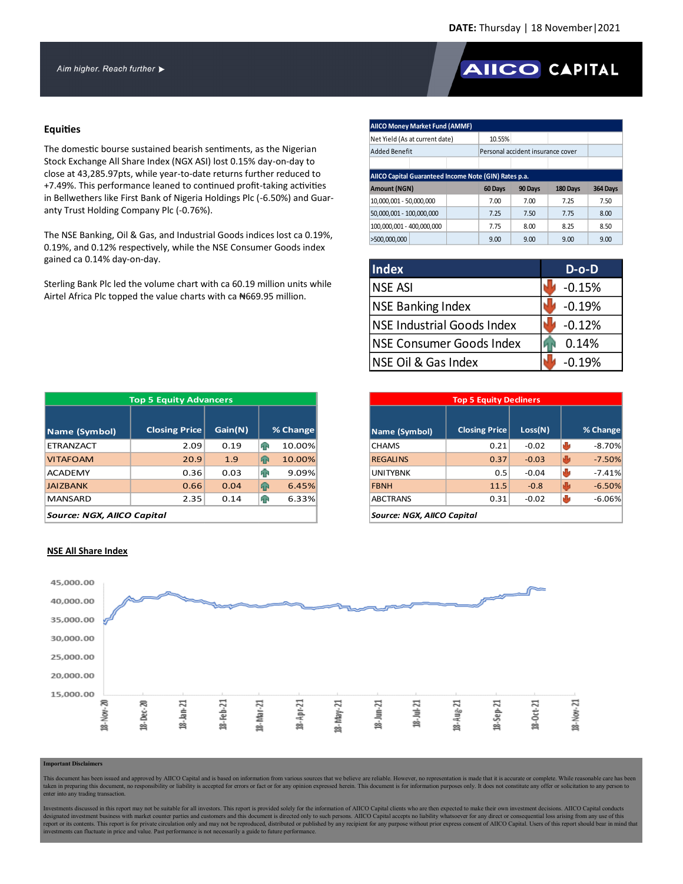**DATE:** Thursday | 18 November|2021

Aim higher. Reach further ▶

AIICO CAPITAL

## Equities

The domestic bourse sustained bearish sentiments, as the Nigerian Stock Exchange All Share Index (NGX ASI) lost 0.15% day-on-day to close at 43,285.97pts, while year-to-date returns further reduced to +7.49%. This performance leaned to continued profit-taking activities in Bellwethers like First Bank of Nigeria Holdings Plc (-6.50%) and Guaranty Trust Holding Company Plc (-0.76%).

The NSE Banking, Oil & Gas, and Industrial Goods indices lost ca 0.19%, 0.19%, and 0.12% respectively, while the NSE Consumer Goods index gained ca 0.14% day-on-day.

Sterling Bank Plc led the volume chart with ca 60.19 million units while Airtel Africa Plc topped the value charts with ca ₦669.95 million.

| AIICO Money Market Fund (AMMF) | |
|---|---|
| Net Yield (As at current date) | 10.55% |
| Added Benefit | Personal accident insurance cover |

| AIICO Capital Guaranteed Income Note (GIN) Rates p.a. | | | | |
|---|---|---|---|---|
| Amount (NGN) | 60 Days | 90 Days | 180 Days | 364 Days |
| 10,000,001 - 50,000,000 | 7.00 | 7.00 | 7.25 | 7.50 |
| 50,000,001 - 100,000,000 | 7.25 | 7.50 | 7.75 | 8.00 |
| 100,000,001 - 400,000,000 | 7.75 | 8.00 | 8.25 | 8.50 |
| >500,000,000 | 9.00 | 9.00 | 9.00 | 9.00 |

| Index | D-o-D |
|---|---|
| NSE ASI | -0.15% |
| NSE Banking Index | -0.19% |
| NSE Industrial Goods Index | -0.12% |
| NSE Consumer Goods Index | 0.14% |
| NSE Oil & Gas Index | -0.19% |

| Top 5 Equity Advancers | | | |
|---|---|---|---|
| Name (Symbol) | Closing Price | Gain(N) | % Change |
| ETRANZACT | 2.09 | 0.19 | 10.00% |
| VITAFOAM | 20.9 | 1.9 | 10.00% |
| ACADEMY | 0.36 | 0.03 | 9.09% |
| JAIZBANK | 0.66 | 0.04 | 6.45% |
| MANSARD | 2.35 | 0.14 | 6.33% |

*Source: NGX, AIICO Capital*

| Top 5 Equity Decliners | | | |
|---|---|---|---|
| Name (Symbol) | Closing Price | Loss(N) | % Change |
| CHAMS | 0.21 | -0.02 | -8.70% |
| REGALINS | 0.37 | -0.03 | -7.50% |
| UNITYBNK | 0.5 | -0.04 | -7.41% |
| FBNH | 11.5 | -0.8 | -6.50% |
| ABCTRANS | 0.31 | -0.02 | -6.06% |

*Source: NGX, AIICO Capital*

**NSE All Share Index**

45,000.00
40,000.00
35,000.00
30,000.00
25,000.00
20,000.00
15,000.00

18-Nov-20
18-Dec-20
18-Jan-21
18-Feb-21
18-Mar-21
18-Apr-21
18-May-21
18-Jun-21
18-Jul-21
18-Aug-21
18-Sep-21
18-Oct-21
18-Nov-21

**Important Disclaimers**

This document has been issued and approved by AIICO Capital and is based on information from various sources that we believe are reliable. However, no representation is made that it is accurate or complete. While reasonable care has been taken in preparing this document, no responsibility or liability is accepted for errors or fact or for any opinion expressed herein. This document is for information purposes only. It does not constitute any offer or solicitation to any person to enter into any trading transaction.

Investments discussed in this report may not be suitable for all investors. This report is provided solely for the information of AIICO Capital clients who are then expected to make their own investment decisions. AIICO Capital conducts designated investment business with market counter parties and customers and this document is directed only to such persons. AIICO Capital accepts no liability whatsoever for any direct or consequential loss arising from any use of this report or its contents. This report is for private circulation only and may not be reproduced, distributed or published by any recipient for any purpose without prior express consent of AIICO Capital. Users of this report should bear in mind that investments can fluctuate in price and value. Past performance is not necessarily a guide to future performance.